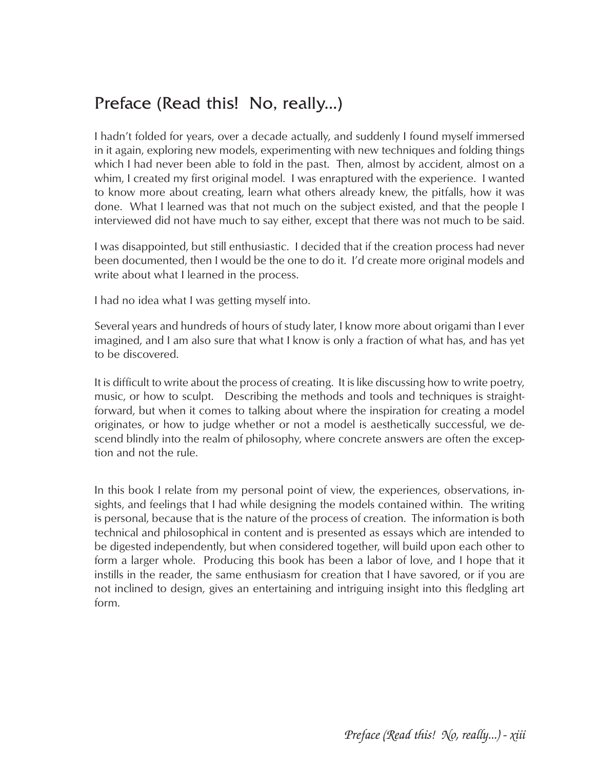# Preface (Read this! No, really...)

I hadn't folded for years, over a decade actually, and suddenly I found myself immersed in it again, exploring new models, experimenting with new techniques and folding things which I had never been able to fold in the past. Then, almost by accident, almost on a whim, I created my first original model. I was enraptured with the experience. I wanted to know more about creating, learn what others already knew, the pitfalls, how it was done. What I learned was that not much on the subject existed, and that the people I interviewed did not have much to say either, except that there was not much to be said.

I was disappointed, but still enthusiastic. I decided that if the creation process had never been documented, then I would be the one to do it. I'd create more original models and write about what I learned in the process.

I had no idea what I was getting myself into.

Several years and hundreds of hours of study later, I know more about origami than I ever imagined, and I am also sure that what I know is only a fraction of what has, and has yet to be discovered.

It is difficult to write about the process of creating. It is like discussing how to write poetry, music, or how to sculpt. Describing the methods and tools and techniques is straightforward, but when it comes to talking about where the inspiration for creating a model originates, or how to judge whether or not a model is aesthetically successful, we descend blindly into the realm of philosophy, where concrete answers are often the exception and not the rule.

In this book I relate from my personal point of view, the experiences, observations, insights, and feelings that I had while designing the models contained within. The writing is personal, because that is the nature of the process of creation. The information is both technical and philosophical in content and is presented as essays which are intended to be digested independently, but when considered together, will build upon each other to form a larger whole. Producing this book has been a labor of love, and I hope that it instills in the reader, the same enthusiasm for creation that I have savored, or if you are not inclined to design, gives an entertaining and intriguing insight into this fledgling art form.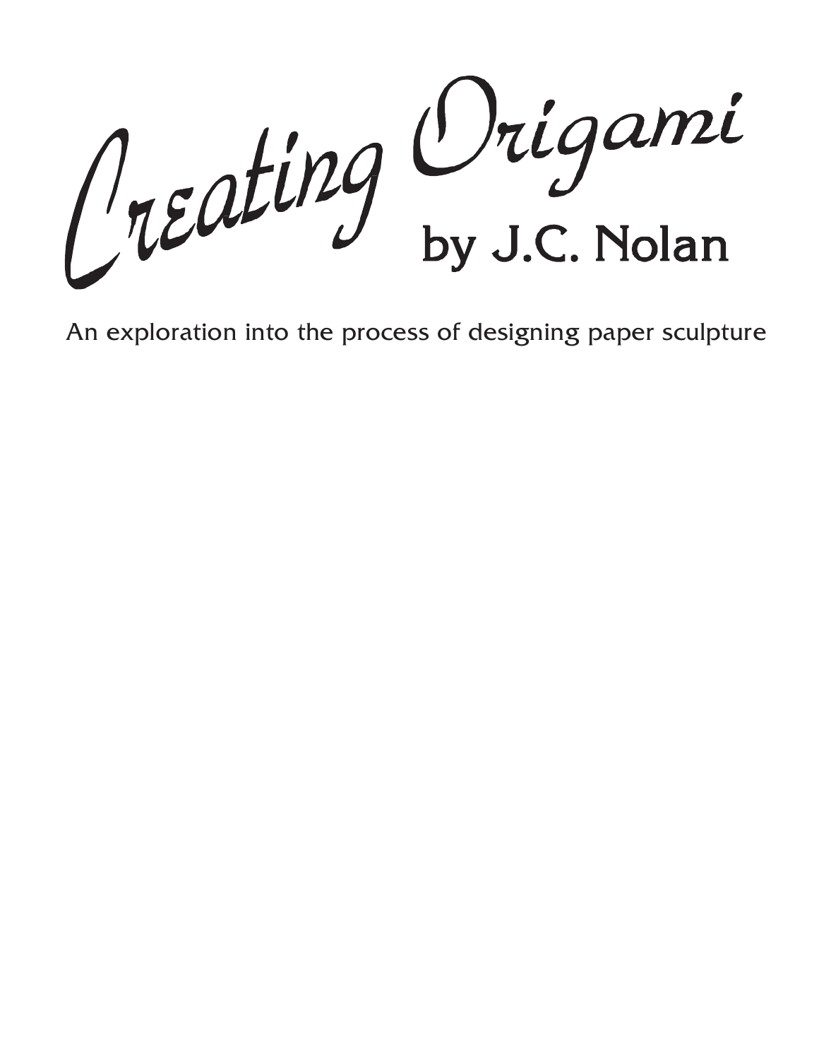# Creating Origami

by J.C. Nolan

An exploration into the process of designing paper sculpture